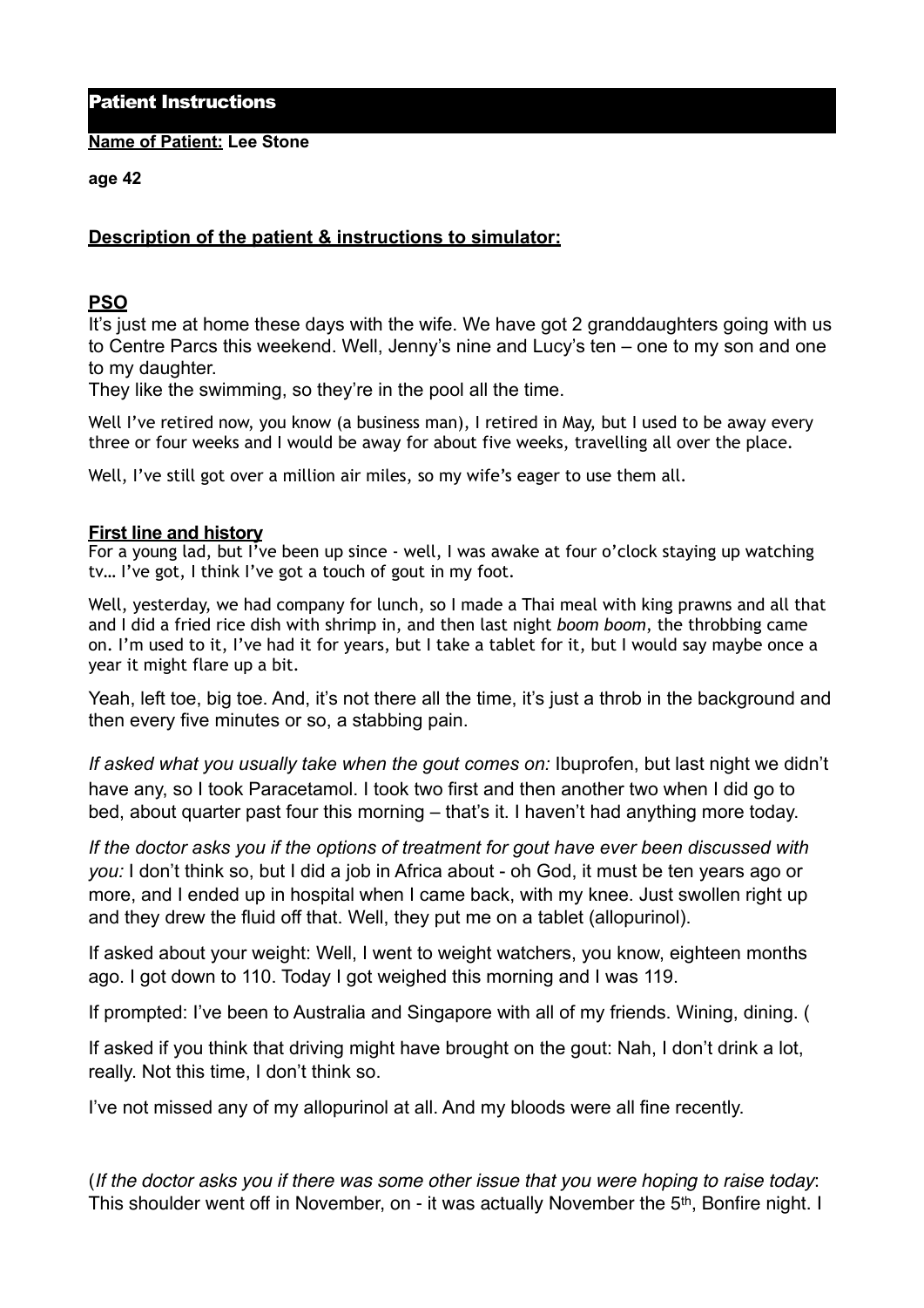## Patient Instructions

**Name of Patient: Lee Stone**

**age 42**

**Description of the patient & instructions to simulator:**

**PSO**

It's just me at home these days with the wife. We have got 2 granddaughters going with us to Centre Parcs this weekend. Well, Jenny's nine and Lucy's ten – one to my son and one to my daughter.

They like the swimming, so they're in the pool all the time.

Well I've retired now, you know (a business man), I retired in May, but I used to be away every three or four weeks and I would be away for about five weeks, travelling all over the place.

Well, I've still got over a million air miles, so my wife's eager to use them all.

**First line and history**

For a young lad, but I've been up since - well, I was awake at four o'clock staying up watching tv… I've got, I think I've got a touch of gout in my foot.

Well, yesterday, we had company for lunch, so I made a Thai meal with king prawns and all that and I did a fried rice dish with shrimp in, and then last night *boom boom*, the throbbing came on. I'm used to it, I've had it for years, but I take a tablet for it, but I would say maybe once a year it might flare up a bit.

Yeah, left toe, big toe. And, it's not there all the time, it's just a throb in the background and then every five minutes or so, a stabbing pain.

*If asked what you usually take when the gout comes on:* Ibuprofen, but last night we didn't have any, so I took Paracetamol. I took two first and then another two when I did go to bed, about quarter past four this morning – that's it. I haven't had anything more today.

*If the doctor asks you if the options of treatment for gout have ever been discussed with you:* I don't think so, but I did a job in Africa about - oh God, it must be ten years ago or more, and I ended up in hospital when I came back, with my knee. Just swollen right up and they drew the fluid off that. Well, they put me on a tablet (allopurinol).

If asked about your weight: Well, I went to weight watchers, you know, eighteen months ago. I got down to 110. Today I got weighed this morning and I was 119.

If prompted: I've been to Australia and Singapore with all of my friends. Wining, dining. (

If asked if you think that driving might have brought on the gout: Nah, I don't drink a lot, really. Not this time, I don't think so.

I've not missed any of my allopurinol at all. And my bloods were all fine recently.

(*If the doctor asks you if there was some other issue that you were hoping to raise today*: This shoulder went off in November, on - it was actually November the 5th, Bonfire night. I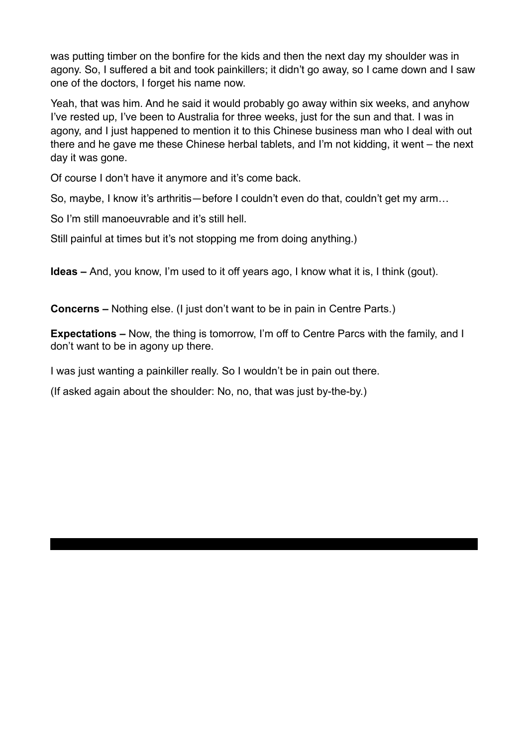was putting timber on the bonfire for the kids and then the next day my shoulder was in agony. So, I suffered a bit and took painkillers; it didn't go away, so I came down and I saw one of the doctors, I forget his name now.

Yeah, that was him. And he said it would probably go away within six weeks, and anyhow I've rested up, I've been to Australia for three weeks, just for the sun and that. I was in agony, and I just happened to mention it to this Chinese business man who I deal with out there and he gave me these Chinese herbal tablets, and I'm not kidding, it went – the next day it was gone.

Of course I don't have it anymore and it's come back.

So, maybe, I know it's arthritis—before I couldn't even do that, couldn't get my arm…

So I'm still manoeuvrable and it's still hell.

Still painful at times but it's not stopping me from doing anything.)

**Ideas –** And, you know, I'm used to it off years ago, I know what it is, I think (gout).

**Concerns –** Nothing else. (I just don't want to be in pain in Centre Parts.)

**Expectations –** Now, the thing is tomorrow, I'm off to Centre Parcs with the family, and I don't want to be in agony up there.

I was just wanting a painkiller really. So I wouldn't be in pain out there.

(If asked again about the shoulder: No, no, that was just by-the-by.)